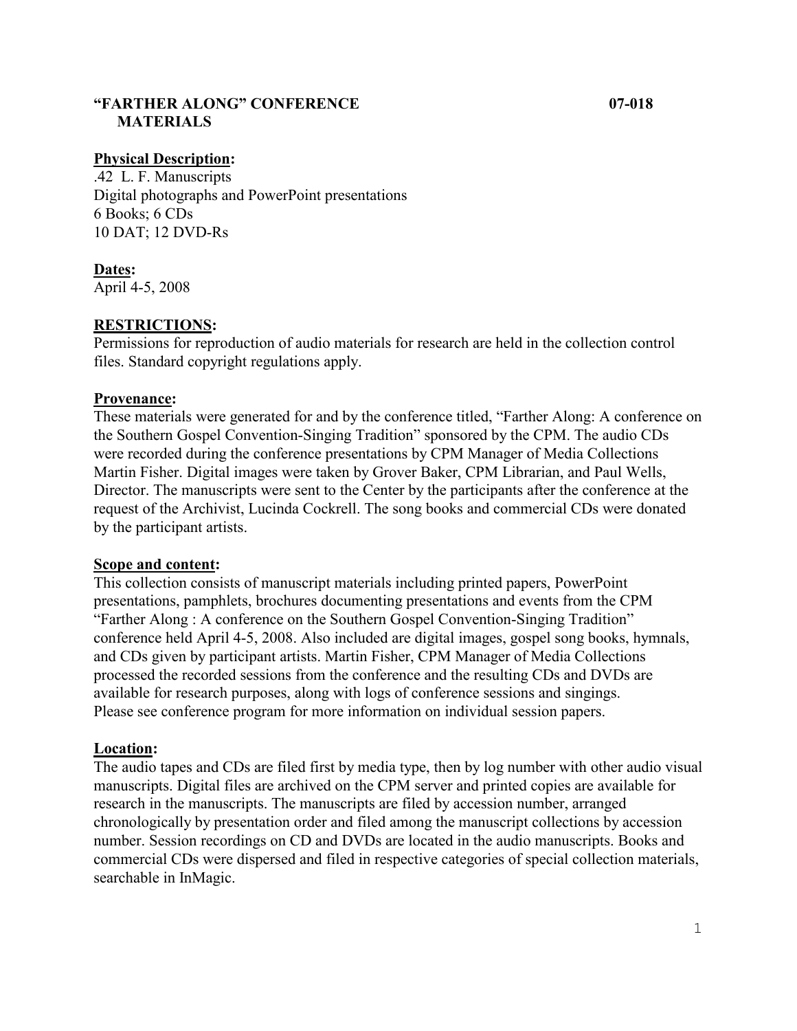# "FARTHER ALONG" CONFERENCE MATERIALS — 07-018

**Physical Description:**
.42 L. F. Manuscripts
Digital photographs and PowerPoint presentations
6 Books; 6 CDs
10 DAT; 12 DVD-Rs

**Dates:**
April 4-5, 2008

**RESTRICTIONS:**
Permissions for reproduction of audio materials for research are held in the collection control files. Standard copyright regulations apply.

**Provenance:**
These materials were generated for and by the conference titled, "Farther Along: A conference on the Southern Gospel Convention-Singing Tradition" sponsored by the CPM. The audio CDs were recorded during the conference presentations by CPM Manager of Media Collections Martin Fisher. Digital images were taken by Grover Baker, CPM Librarian, and Paul Wells, Director. The manuscripts were sent to the Center by the participants after the conference at the request of the Archivist, Lucinda Cockrell. The song books and commercial CDs were donated by the participant artists.

**Scope and content:**
This collection consists of manuscript materials including printed papers, PowerPoint presentations, pamphlets, brochures documenting presentations and events from the CPM "Farther Along : A conference on the Southern Gospel Convention-Singing Tradition" conference held April 4-5, 2008. Also included are digital images, gospel song books, hymnals, and CDs given by participant artists. Martin Fisher, CPM Manager of Media Collections processed the recorded sessions from the conference and the resulting CDs and DVDs are available for research purposes, along with logs of conference sessions and singings. Please see conference program for more information on individual session papers.

**Location:**
The audio tapes and CDs are filed first by media type, then by log number with other audio visual manuscripts. Digital files are archived on the CPM server and printed copies are available for research in the manuscripts. The manuscripts are filed by accession number, arranged chronologically by presentation order and filed among the manuscript collections by accession number. Session recordings on CD and DVDs are located in the audio manuscripts. Books and commercial CDs were dispersed and filed in respective categories of special collection materials, searchable in InMagic.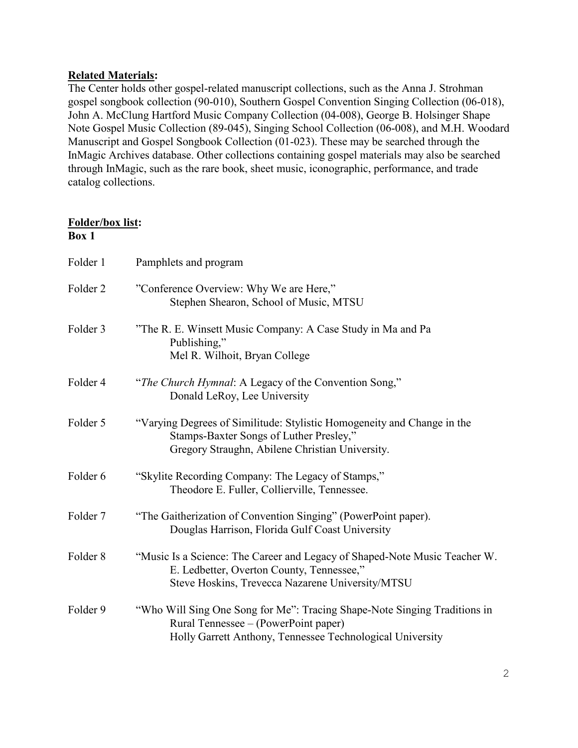**Related Materials:**
The Center holds other gospel-related manuscript collections, such as the Anna J. Strohman gospel songbook collection (90-010), Southern Gospel Convention Singing Collection (06-018), John A. McClung Hartford Music Company Collection (04-008), George B. Holsinger Shape Note Gospel Music Collection (89-045), Singing School Collection (06-008), and M.H. Woodard Manuscript and Gospel Songbook Collection (01-023). These may be searched through the InMagic Archives database. Other collections containing gospel materials may also be searched through InMagic, such as the rare book, sheet music, iconographic, performance, and trade catalog collections.

**Folder/box list:**

**Box 1**

Folder 1 Pamphlets and program

Folder 2 "Conference Overview: Why We are Here,"
Stephen Shearon, School of Music, MTSU

Folder 3 "The R. E. Winsett Music Company: A Case Study in Ma and Pa Publishing,"
Mel R. Wilhoit, Bryan College

Folder 4 "*The Church Hymnal*: A Legacy of the Convention Song,"
Donald LeRoy, Lee University

Folder 5 "Varying Degrees of Similitude: Stylistic Homogeneity and Change in the Stamps-Baxter Songs of Luther Presley,"
Gregory Straughn, Abilene Christian University.

Folder 6 "Skylite Recording Company: The Legacy of Stamps,"
Theodore E. Fuller, Collierville, Tennessee.

Folder 7 "The Gaitherization of Convention Singing" (PowerPoint paper).
Douglas Harrison, Florida Gulf Coast University

Folder 8 "Music Is a Science: The Career and Legacy of Shaped-Note Music Teacher W. E. Ledbetter, Overton County, Tennessee,"
Steve Hoskins, Trevecca Nazarene University/MTSU

Folder 9 "Who Will Sing One Song for Me": Tracing Shape-Note Singing Traditions in Rural Tennessee – (PowerPoint paper)
Holly Garrett Anthony, Tennessee Technological University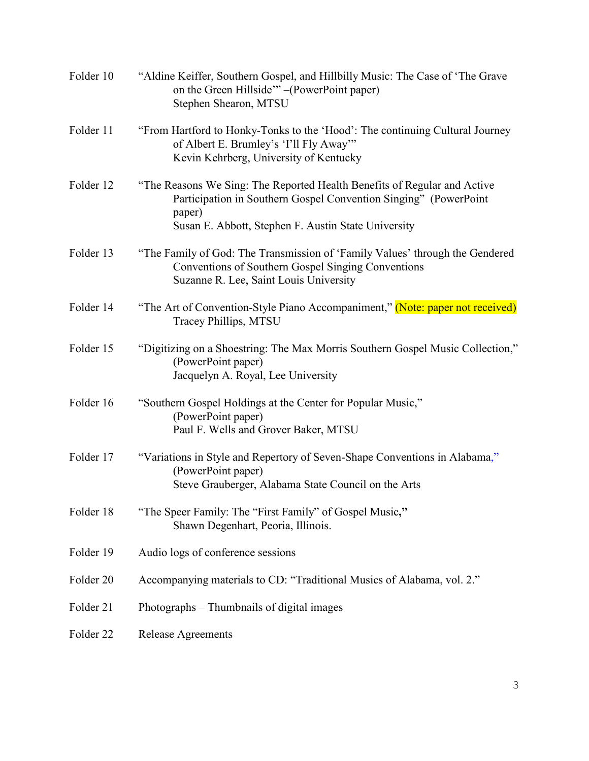Folder 10 “Aldine Keiffer, Southern Gospel, and Hillbilly Music: The Case of ‘The Grave on the Green Hillside’” –(PowerPoint paper)
Stephen Shearon, MTSU

Folder 11 “From Hartford to Honky-Tonks to the ‘Hood’: The continuing Cultural Journey of Albert E. Brumley’s ‘I’ll Fly Away’”
Kevin Kehrberg, University of Kentucky

Folder 12 “The Reasons We Sing: The Reported Health Benefits of Regular and Active Participation in Southern Gospel Convention Singing” (PowerPoint paper)
Susan E. Abbott, Stephen F. Austin State University

Folder 13 “The Family of God: The Transmission of ‘Family Values’ through the Gendered Conventions of Southern Gospel Singing Conventions
Suzanne R. Lee, Saint Louis University

Folder 14 “The Art of Convention-Style Piano Accompaniment,” (Note: paper not received)
Tracey Phillips, MTSU

Folder 15 “Digitizing on a Shoestring: The Max Morris Southern Gospel Music Collection,” (PowerPoint paper)
Jacquelyn A. Royal, Lee University

Folder 16 “Southern Gospel Holdings at the Center for Popular Music,” (PowerPoint paper)
Paul F. Wells and Grover Baker, MTSU

Folder 17 “Variations in Style and Repertory of Seven-Shape Conventions in Alabama,” (PowerPoint paper)
Steve Grauberger, Alabama State Council on the Arts

Folder 18 “The Speer Family: The “First Family” of Gospel Music,”
Shawn Degenhart, Peoria, Illinois.

Folder 19 Audio logs of conference sessions

Folder 20 Accompanying materials to CD: “Traditional Musics of Alabama, vol. 2.”

Folder 21 Photographs – Thumbnails of digital images

Folder 22 Release Agreements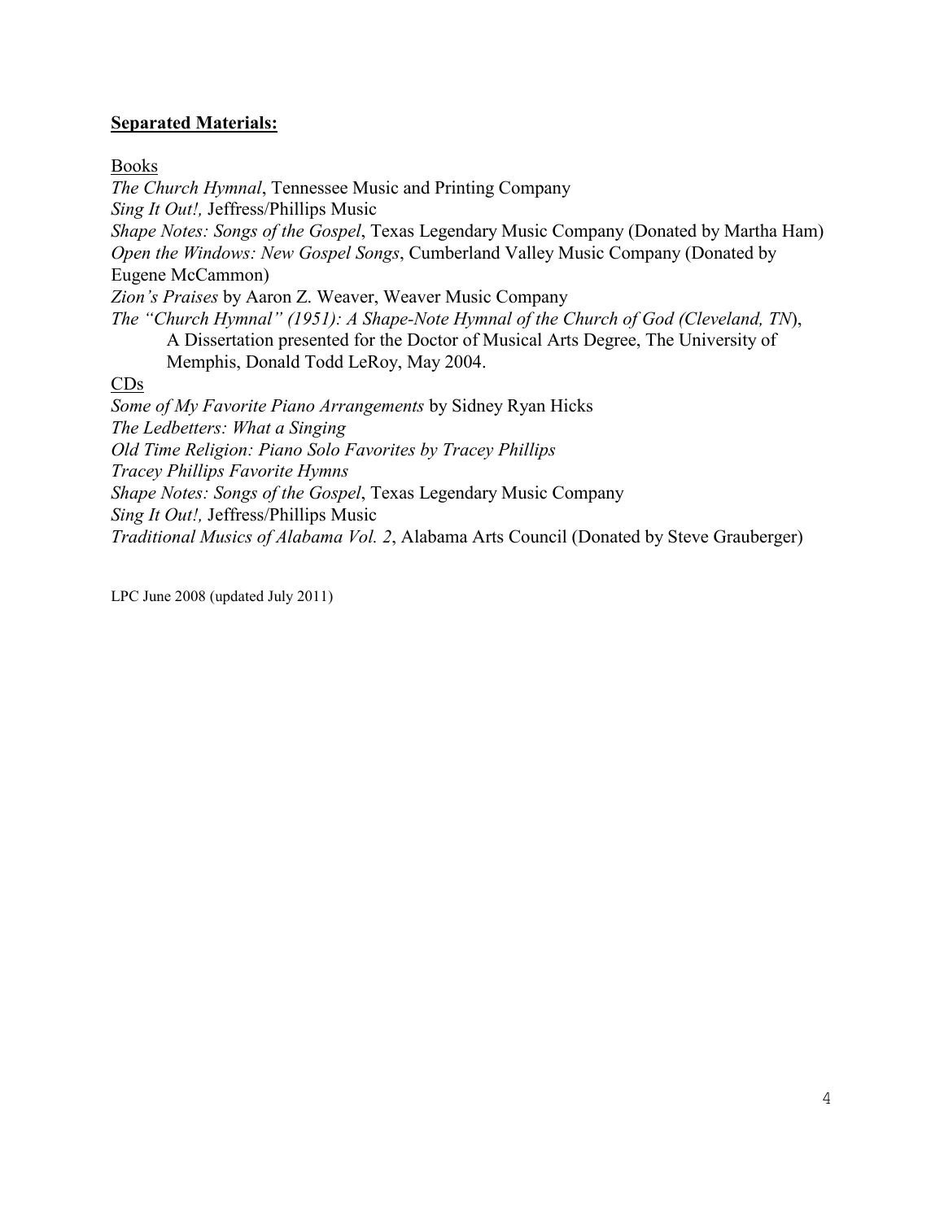**Separated Materials:**

Books

*The Church Hymnal*, Tennessee Music and Printing Company
*Sing It Out!,* Jeffress/Phillips Music
*Shape Notes: Songs of the Gospel*, Texas Legendary Music Company (Donated by Martha Ham)
*Open the Windows: New Gospel Songs*, Cumberland Valley Music Company (Donated by Eugene McCammon)
*Zion's Praises* by Aaron Z. Weaver, Weaver Music Company
*The "Church Hymnal" (1951): A Shape-Note Hymnal of the Church of God (Cleveland, TN*), A Dissertation presented for the Doctor of Musical Arts Degree, The University of Memphis, Donald Todd LeRoy, May 2004.

CDs

*Some of My Favorite Piano Arrangements* by Sidney Ryan Hicks
*The Ledbetters: What a Singing*
*Old Time Religion: Piano Solo Favorites by Tracey Phillips*
*Tracey Phillips Favorite Hymns*
*Shape Notes: Songs of the Gospel*, Texas Legendary Music Company
*Sing It Out!,* Jeffress/Phillips Music
*Traditional Musics of Alabama Vol. 2*, Alabama Arts Council (Donated by Steve Grauberger)

LPC June 2008 (updated July 2011)